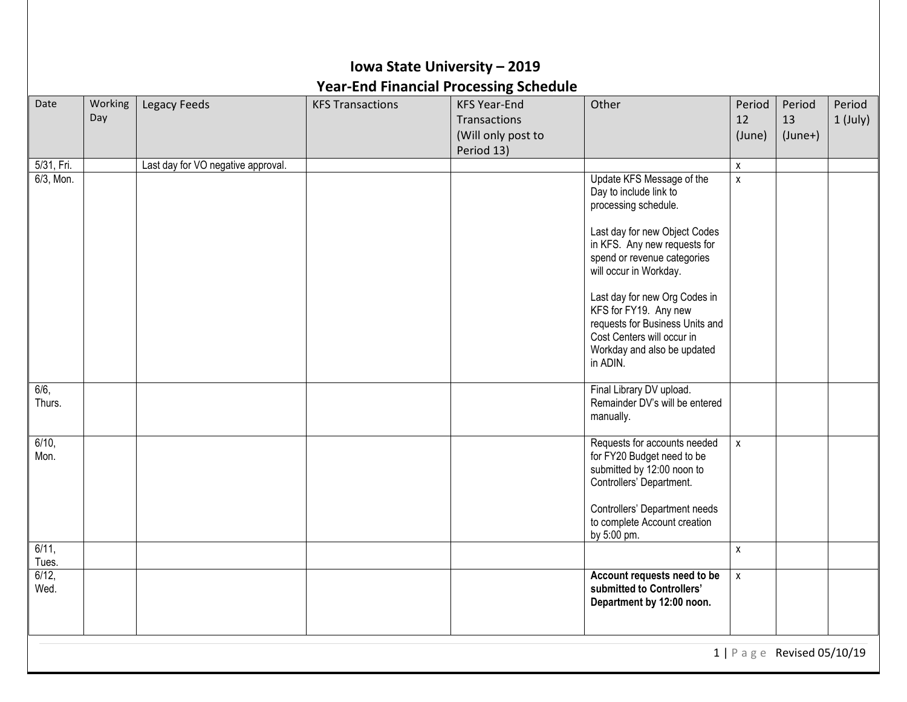# Iowa State University – 2019
## Year-End Financial Processing Schedule

| Date | Working Day | Legacy Feeds | KFS Transactions | KFS Year-End Transactions (Will only post to Period 13) | Other | Period 12 (June) | Period 13 (June+) | Period 1 (July) |
|---|---|---|---|---|---|---|---|---|
| 5/31, Fri. | | Last day for VO negative approval. | | | | x | | |
| 6/3, Mon. | | | | | Update KFS Message of the Day to include link to processing schedule.<br><br>Last day for new Object Codes in KFS. Any new requests for spend or revenue categories will occur in Workday.<br><br>Last day for new Org Codes in KFS for FY19. Any new requests for Business Units and Cost Centers will occur in Workday and also be updated in ADIN. | x | | |
| 6/6, Thurs. | | | | | Final Library DV upload. Remainder DV's will be entered manually. | | | |
| 6/10, Mon. | | | | | Requests for accounts needed for FY20 Budget need to be submitted by 12:00 noon to Controllers' Department.<br><br>Controllers' Department needs to complete Account creation by 5:00 pm. | x | | |
| 6/11, Tues. | | | | | | x | | |
| 6/12, Wed. | | | | | **Account requests need to be submitted to Controllers' Department by 12:00 noon.** | x | | |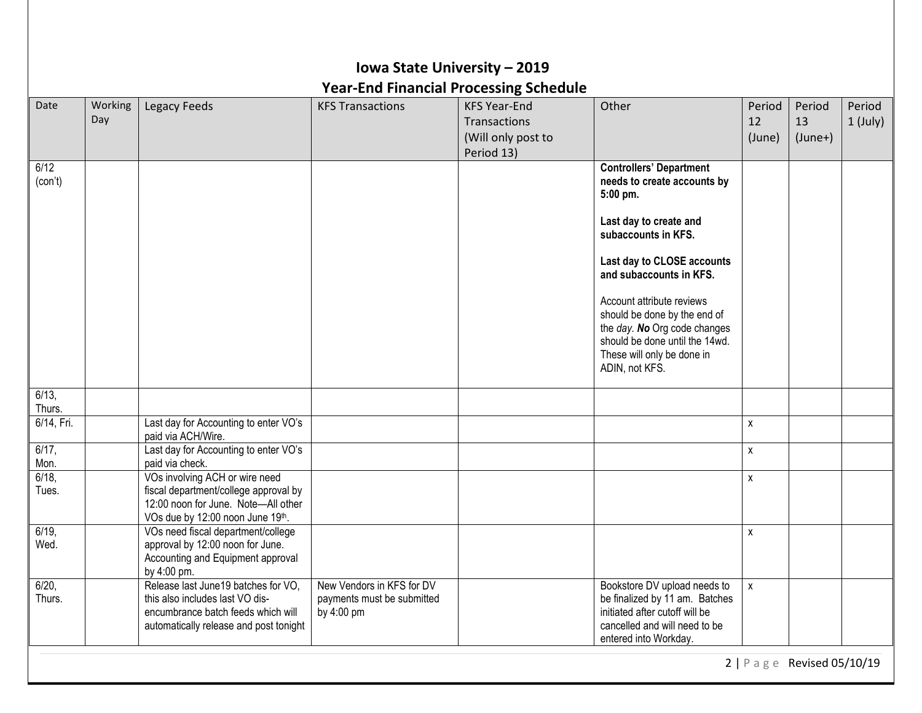# Iowa State University – 2019

## Year-End Financial Processing Schedule

| Date | Working Day | Legacy Feeds | KFS Transactions | KFS Year-End Transactions (Will only post to Period 13) | Other | Period 12 (June) | Period 13 (June+) | Period 1 (July) |
|---|---|---|---|---|---|---|---|---|
| 6/12 (con't) | | | | | **Controllers' Department needs to create accounts by 5:00 pm.** **Last day to create and subaccounts in KFS.** **Last day to CLOSE accounts and subaccounts in KFS.** Account attribute reviews should be done by the end of the *day*. ***No*** Org code changes should be done until the 14wd. These will only be done in ADIN, not KFS. | | | |
| 6/13, Thurs. | | | | | | | | |
| 6/14, Fri. | | Last day for Accounting to enter VO's paid via ACH/Wire. | | | | x | | |
| 6/17, Mon. | | Last day for Accounting to enter VO's paid via check. | | | | x | | |
| 6/18, Tues. | | VOs involving ACH or wire need fiscal department/college approval by 12:00 noon for June. Note—All other VOs due by 12:00 noon June 19th. | | | | x | | |
| 6/19, Wed. | | VOs need fiscal department/college approval by 12:00 noon for June. Accounting and Equipment approval by 4:00 pm. | | | | x | | |
| 6/20, Thurs. | | Release last June19 batches for VO, this also includes last VO dis-encumbrance batch feeds which will automatically release and post tonight | New Vendors in KFS for DV payments must be submitted by 4:00 pm | | Bookstore DV upload needs to be finalized by 11 am. Batches initiated after cutoff will be cancelled and will need to be entered into Workday. | x | | |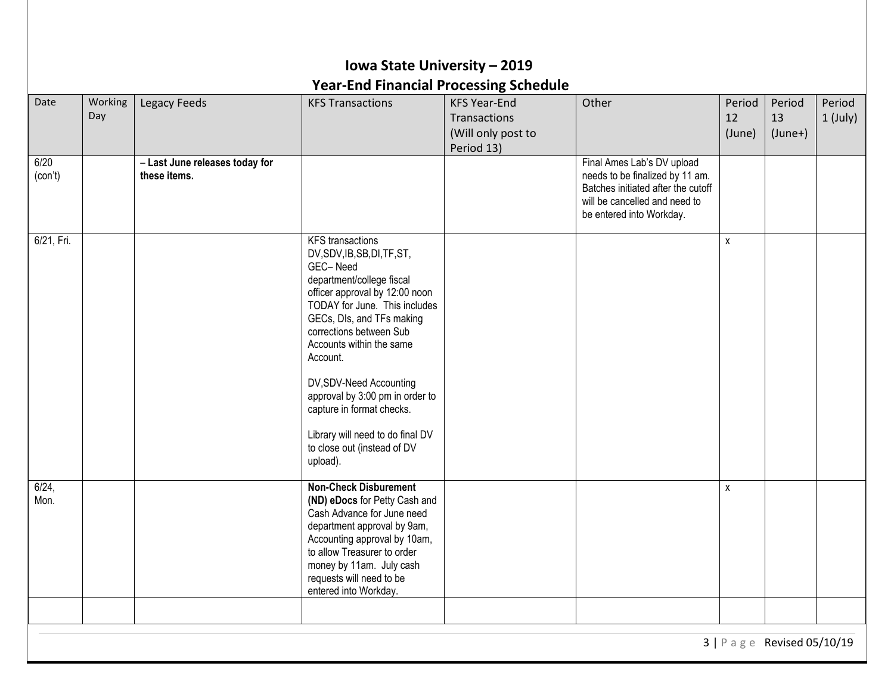# Iowa State University – 2019
## Year-End Financial Processing Schedule

| Date | Working Day | Legacy Feeds | KFS Transactions | KFS Year-End Transactions (Will only post to Period 13) | Other | Period 12 (June) | Period 13 (June+) | Period 1 (July) |
|---|---|---|---|---|---|---|---|---|
| 6/20 (con't) | | **– Last June releases today for these items.** | | | Final Ames Lab's DV upload needs to be finalized by 11 am. Batches initiated after the cutoff will be cancelled and need to be entered into Workday. | | | |
| 6/21, Fri. | | | KFS transactions DV,SDV,IB,SB,DI,TF,ST, GEC– Need department/college fiscal officer approval by 12:00 noon TODAY for June. This includes GECs, DIs, and TFs making corrections between Sub Accounts within the same Account.<br><br>DV,SDV-Need Accounting approval by 3:00 pm in order to capture in format checks.<br><br>Library will need to do final DV to close out (instead of DV upload). | | | x | | |
| 6/24, Mon. | | | **Non-Check Disburement (ND) eDocs** for Petty Cash and Cash Advance for June need department approval by 9am, Accounting approval by 10am, to allow Treasurer to order money by 11am. July cash requests will need to be entered into Workday. | | | x | | |
| | | | | | | | | |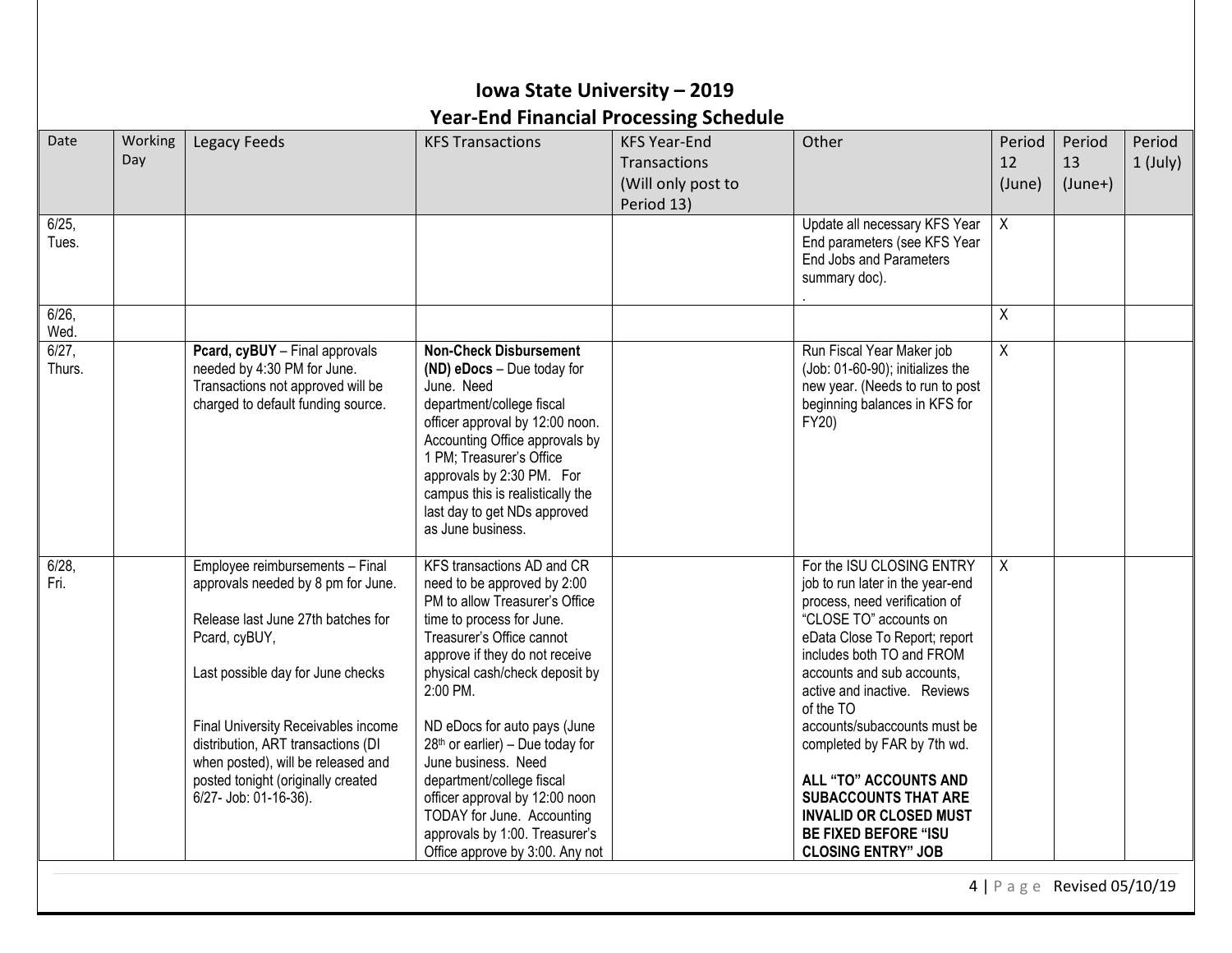# Iowa State University – 2019

## Year-End Financial Processing Schedule

| Date | Working Day | Legacy Feeds | KFS Transactions | KFS Year-End Transactions (Will only post to Period 13) | Other | Period 12 (June) | Period 13 (June+) | Period 1 (July) |
|---|---|---|---|---|---|---|---|---|
| 6/25, Tues. | | | | | Update all necessary KFS Year End parameters (see KFS Year End Jobs and Parameters summary doc). . | X | | |
| 6/26, Wed. | | | | | | X | | |
| 6/27, Thurs. | | **Pcard, cyBUY** – Final approvals needed by 4:30 PM for June. Transactions not approved will be charged to default funding source. | **Non-Check Disbursement (ND) eDocs** – Due today for June. Need department/college fiscal officer approval by 12:00 noon. Accounting Office approvals by 1 PM; Treasurer's Office approvals by 2:30 PM. For campus this is realistically the last day to get NDs approved as June business. | | Run Fiscal Year Maker job (Job: 01-60-90); initializes the new year. (Needs to run to post beginning balances in KFS for FY20) | X | | |
| 6/28, Fri. | | Employee reimbursements – Final approvals needed by 8 pm for June.<br><br>Release last June 27th batches for Pcard, cyBUY,<br><br>Last possible day for June checks<br><br>Final University Receivables income distribution, ART transactions (DI when posted), will be released and posted tonight (originally created 6/27- Job: 01-16-36). | KFS transactions AD and CR need to be approved by 2:00 PM to allow Treasurer's Office time to process for June. Treasurer's Office cannot approve if they do not receive physical cash/check deposit by 2:00 PM.<br><br>ND eDocs for auto pays (June 28th or earlier) – Due today for June business. Need department/college fiscal officer approval by 12:00 noon TODAY for June. Accounting approvals by 1:00. Treasurer's Office approve by 3:00. Any not | | For the ISU CLOSING ENTRY job to run later in the year-end process, need verification of "CLOSE TO" accounts on eData Close To Report; report includes both TO and FROM accounts and sub accounts, active and inactive. Reviews of the TO accounts/subaccounts must be completed by FAR by 7th wd.<br><br>**ALL "TO" ACCOUNTS AND SUBACCOUNTS THAT ARE INVALID OR CLOSED MUST BE FIXED BEFORE "ISU CLOSING ENTRY" JOB** | X | | |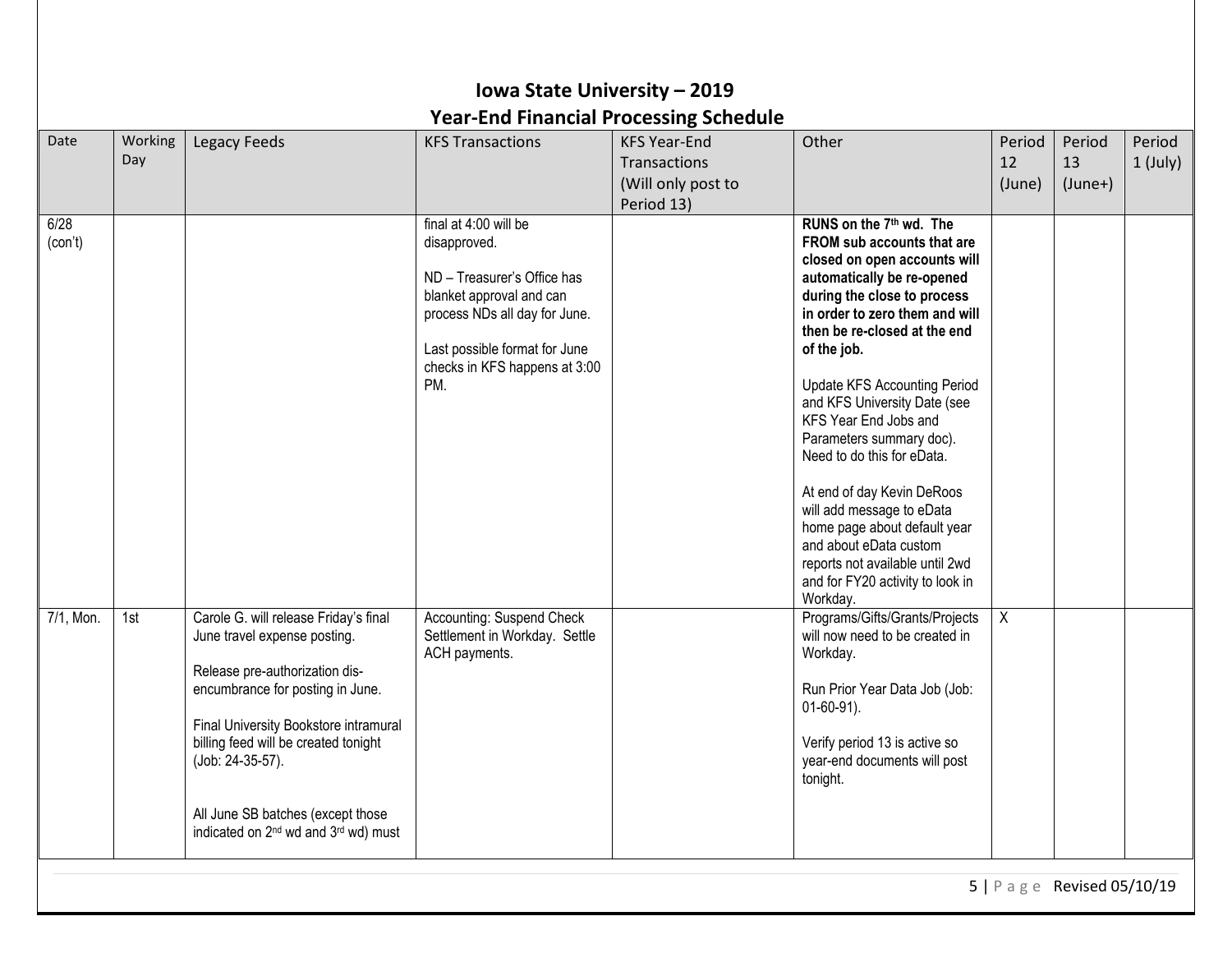# Iowa State University – 2019

## Year-End Financial Processing Schedule

| Date | Working Day | Legacy Feeds | KFS Transactions | KFS Year-End Transactions (Will only post to Period 13) | Other | Period 12 (June) | Period 13 (June+) | Period 1 (July) |
|---|---|---|---|---|---|---|---|---|
| 6/28 (con't) | | | final at 4:00 will be disapproved.<br><br>ND – Treasurer's Office has blanket approval and can process NDs all day for June.<br><br>Last possible format for June checks in KFS happens at 3:00 PM. | | **RUNS on the 7th wd. The FROM sub accounts that are closed on open accounts will automatically be re-opened during the close to process in order to zero them and will then be re-closed at the end of the job.**<br><br>Update KFS Accounting Period and KFS University Date (see KFS Year End Jobs and Parameters summary doc). Need to do this for eData.<br><br>At end of day Kevin DeRoos will add message to eData home page about default year and about eData custom reports not available until 2wd and for FY20 activity to look in Workday. | | | |
| 7/1, Mon. | 1st | Carole G. will release Friday's final June travel expense posting.<br><br>Release pre-authorization dis-encumbrance for posting in June.<br><br>Final University Bookstore intramural billing feed will be created tonight (Job: 24-35-57).<br><br>All June SB batches (except those indicated on 2nd wd and 3rd wd) must | Accounting: Suspend Check Settlement in Workday. Settle ACH payments. | | Programs/Gifts/Grants/Projects will now need to be created in Workday.<br><br>Run Prior Year Data Job (Job: 01-60-91).<br><br>Verify period 13 is active so year-end documents will post tonight. | X | | |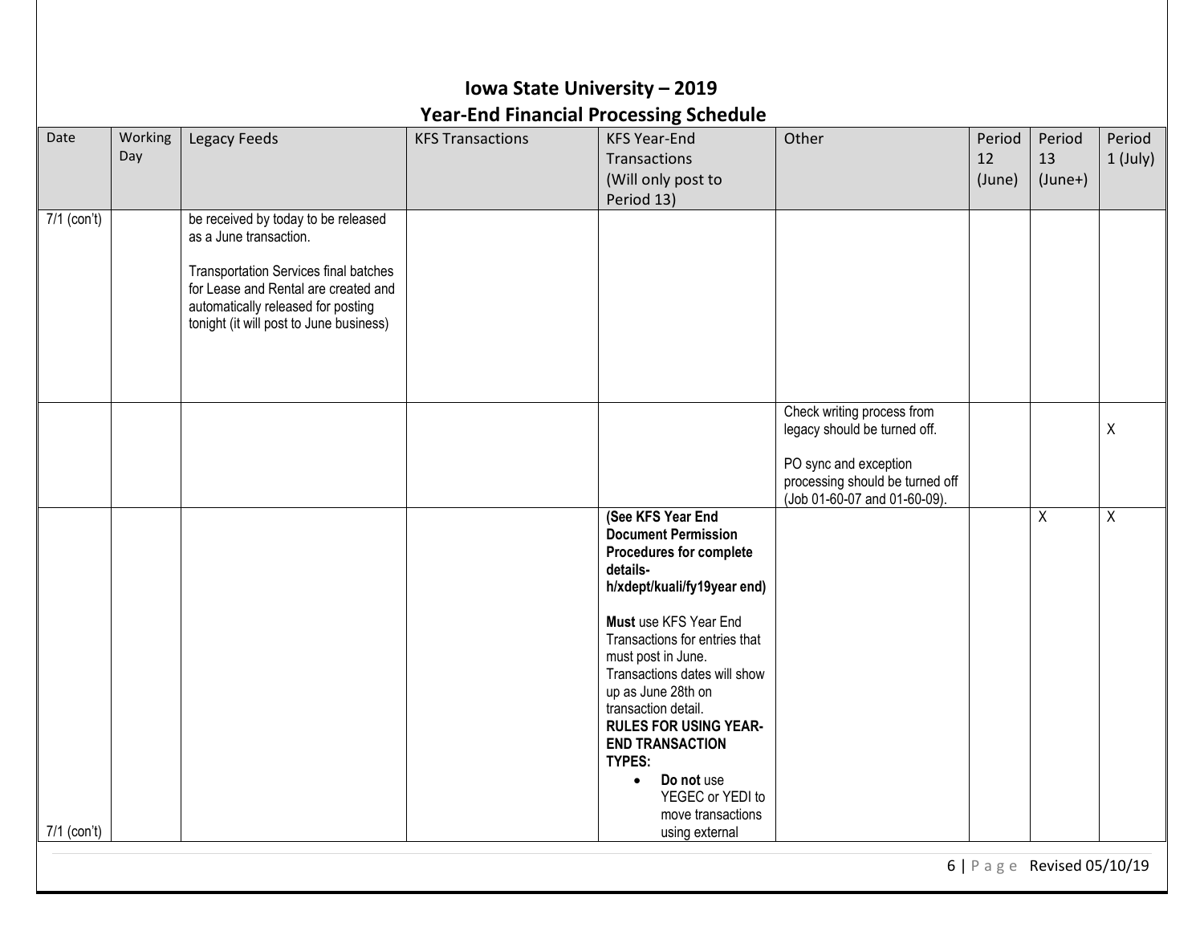# Iowa State University – 2019

## Year-End Financial Processing Schedule

| Date | Working Day | Legacy Feeds | KFS Transactions | KFS Year-End Transactions (Will only post to Period 13) | Other | Period 12 (June) | Period 13 (June+) | Period 1 (July) |
|---|---|---|---|---|---|---|---|---|
| 7/1 (con't) | | be received by today to be released as a June transaction.<br><br>Transportation Services final batches for Lease and Rental are created and automatically released for posting tonight (it will post to June business) | | | | | | |
| | | | | | Check writing process from legacy should be turned off.<br><br>PO sync and exception processing should be turned off (Job 01-60-07 and 01-60-09). | | | X |
| 7/1 (con't) | | | | **(See KFS Year End Document Permission Procedures for complete details- h/xdept/kuali/fy19year end)**<br><br>**Must** use KFS Year End Transactions for entries that must post in June. Transactions dates will show up as June 28th on transaction detail.<br>**RULES FOR USING YEAR-END TRANSACTION TYPES:**<br>• **Do not** use YEGEC or YEDI to move transactions using external | | | X | X |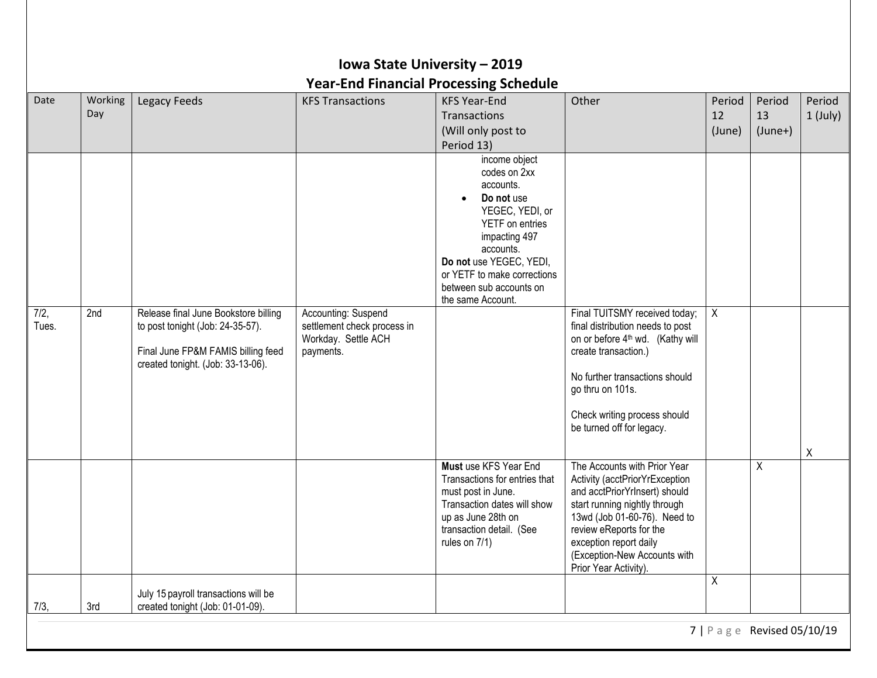# Iowa State University – 2019

## Year-End Financial Processing Schedule

| Date | Working Day | Legacy Feeds | KFS Transactions | KFS Year-End Transactions (Will only post to Period 13) | Other | Period 12 (June) | Period 13 (June+) | Period 1 (July) |
|---|---|---|---|---|---|---|---|---|
| | | | | income object codes on 2xx accounts.<br>• **Do not** use YEGEC, YEDI, or YETF on entries impacting 497 accounts.<br>**Do not** use YEGEC, YEDI, or YETF to make corrections between sub accounts on the same Account. | | | | |
| 7/2, Tues. | 2nd | Release final June Bookstore billing to post tonight (Job: 24-35-57).<br><br>Final June FP&M FAMIS billing feed created tonight. (Job: 33-13-06). | Accounting: Suspend settlement check process in Workday. Settle ACH payments. | | Final TUITSMY received today; final distribution needs to post on or before 4th wd. (Kathy will create transaction.)<br><br>No further transactions should go thru on 101s.<br><br>Check writing process should be turned off for legacy. | X | | X |
| | | | | **Must** use KFS Year End Transactions for entries that must post in June. Transaction dates will show up as June 28th on transaction detail. (See rules on 7/1) | The Accounts with Prior Year Activity (acctPriorYrException and acctPriorYrInsert) should start running nightly through 13wd (Job 01-60-76). Need to review eReports for the exception report daily (Exception-New Accounts with Prior Year Activity). | | X | |
| 7/3, | 3rd | July 15 payroll transactions will be created tonight (Job: 01-01-09). | | | | X | | |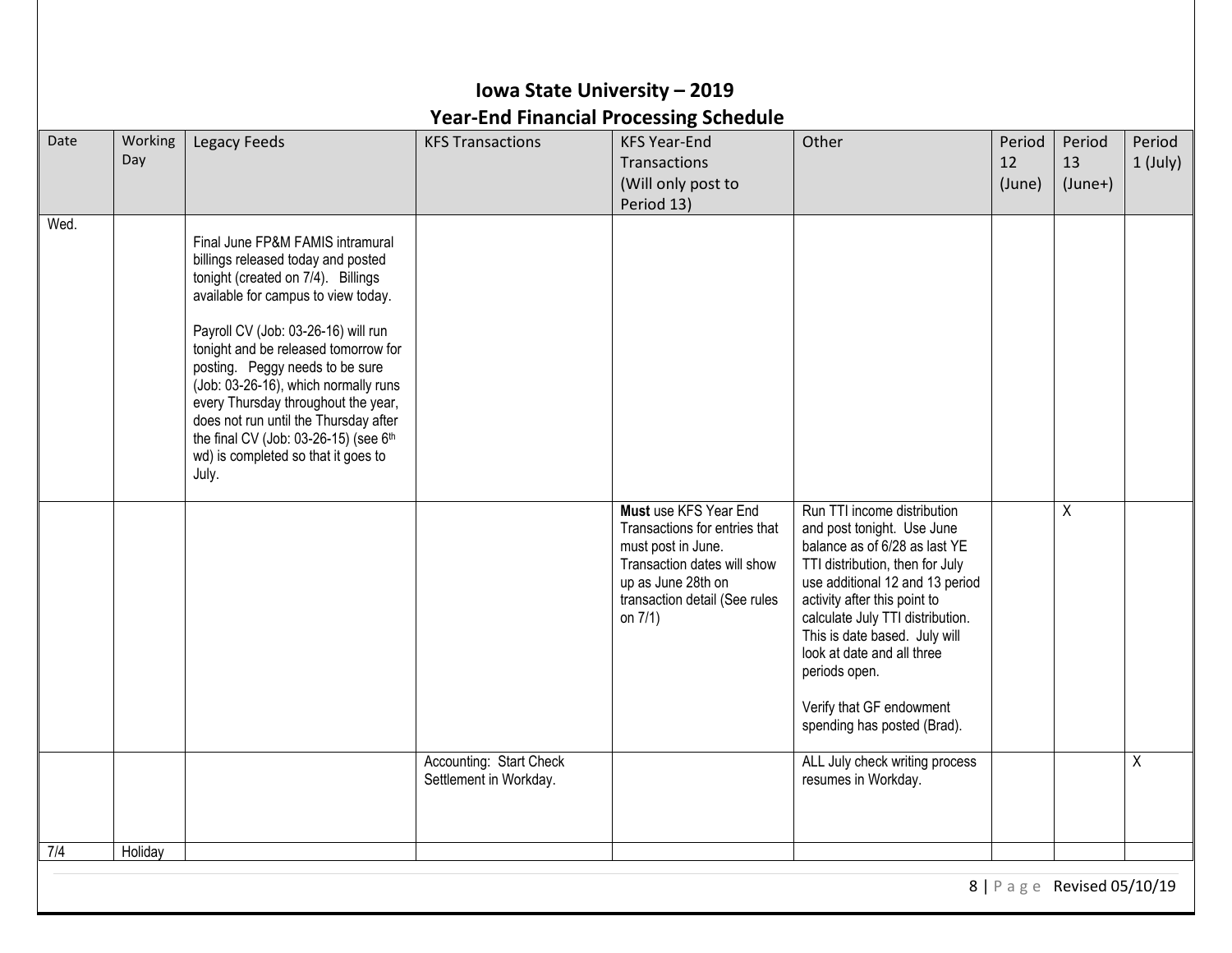# Iowa State University – 2019
## Year-End Financial Processing Schedule

| Date | Working Day | Legacy Feeds | KFS Transactions | KFS Year-End Transactions (Will only post to Period 13) | Other | Period 12 (June) | Period 13 (June+) | Period 1 (July) |
|---|---|---|---|---|---|---|---|---|
| Wed. | | Final June FP&M FAMIS intramural billings released today and posted tonight (created on 7/4). Billings available for campus to view today.<br><br>Payroll CV (Job: 03-26-16) will run tonight and be released tomorrow for posting. Peggy needs to be sure (Job: 03-26-16), which normally runs every Thursday throughout the year, does not run until the Thursday after the final CV (Job: 03-26-15) (see 6th wd) is completed so that it goes to July. | | | | | | |
| | | | | **Must** use KFS Year End Transactions for entries that must post in June. Transaction dates will show up as June 28th on transaction detail (See rules on 7/1) | Run TTI income distribution and post tonight. Use June balance as of 6/28 as last YE TTI distribution, then for July use additional 12 and 13 period activity after this point to calculate July TTI distribution. This is date based. July will look at date and all three periods open.<br><br>Verify that GF endowment spending has posted (Brad). | | X | |
| | | | Accounting: Start Check Settlement in Workday. | | ALL July check writing process resumes in Workday. | | | X |
| 7/4 | Holiday | | | | | | | |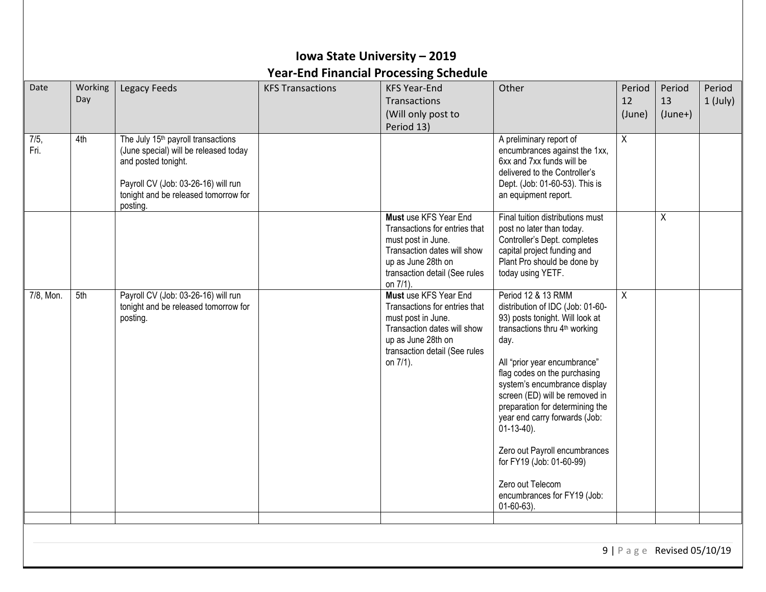# Iowa State University – 2019

## Year-End Financial Processing Schedule

| Date | Working Day | Legacy Feeds | KFS Transactions | KFS Year-End Transactions (Will only post to Period 13) | Other | Period 12 (June) | Period 13 (June+) | Period 1 (July) |
|---|---|---|---|---|---|---|---|---|
| 7/5, Fri. | 4th | The July 15th payroll transactions (June special) will be released today and posted tonight.<br><br>Payroll CV (Job: 03-26-16) will run tonight and be released tomorrow for posting. | | | A preliminary report of encumbrances against the 1xx, 6xx and 7xx funds will be delivered to the Controller's Dept. (Job: 01-60-53). This is an equipment report. | X | | |
| | | | | **Must** use KFS Year End Transactions for entries that must post in June. Transaction dates will show up as June 28th on transaction detail (See rules on 7/1). | Final tuition distributions must post no later than today. Controller's Dept. completes capital project funding and Plant Pro should be done by today using YETF. | | X | |
| 7/8, Mon. | 5th | Payroll CV (Job: 03-26-16) will run tonight and be released tomorrow for posting. | | **Must** use KFS Year End Transactions for entries that must post in June. Transaction dates will show up as June 28th on transaction detail (See rules on 7/1). | Period 12 & 13 RMM distribution of IDC (Job: 01-60-93) posts tonight. Will look at transactions thru 4th working day.<br><br>All "prior year encumbrance" flag codes on the purchasing system's encumbrance display screen (ED) will be removed in preparation for determining the year end carry forwards (Job: 01-13-40).<br><br>Zero out Payroll encumbrances for FY19 (Job: 01-60-99)<br><br>Zero out Telecom encumbrances for FY19 (Job: 01-60-63). | X | | |
| | | | | | | | | |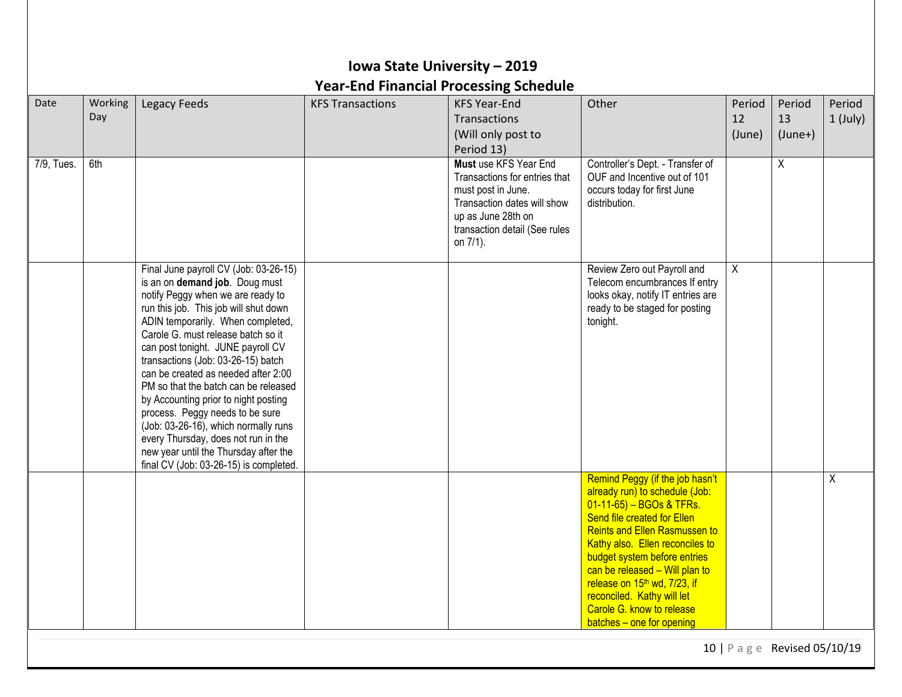# Iowa State University – 2019
## Year-End Financial Processing Schedule

| Date | Working Day | Legacy Feeds | KFS Transactions | KFS Year-End Transactions (Will only post to Period 13) | Other | Period 12 (June) | Period 13 (June+) | Period 1 (July) |
|---|---|---|---|---|---|---|---|---|
| 7/9, Tues. | 6th | | | **Must** use KFS Year End Transactions for entries that must post in June. Transaction dates will show up as June 28th on transaction detail (See rules on 7/1). | Controller's Dept. - Transfer of OUF and Incentive out of 101 occurs today for first June distribution. | | X | |
| | | Final June payroll CV (Job: 03-26-15) is an on **demand job**. Doug must notify Peggy when we are ready to run this job. This job will shut down ADIN temporarily. When completed, Carole G. must release batch so it can post tonight. JUNE payroll CV transactions (Job: 03-26-15) batch can be created as needed after 2:00 PM so that the batch can be released by Accounting prior to night posting process. Peggy needs to be sure (Job: 03-26-16), which normally runs every Thursday, does not run in the new year until the Thursday after the final CV (Job: 03-26-15) is completed. | | | Review Zero out Payroll and Telecom encumbrances If entry looks okay, notify IT entries are ready to be staged for posting tonight. | X | | |
| | | | | | Remind Peggy (if the job hasn't already run) to schedule (Job: 01-11-65) – BGOs & TFRs. Send file created for Ellen Reints and Ellen Rasmussen to Kathy also. Ellen reconciles to budget system before entries can be released – Will plan to release on 15th wd, 7/23, if reconciled. Kathy will let Carole G. know to release batches – one for opening | | | X |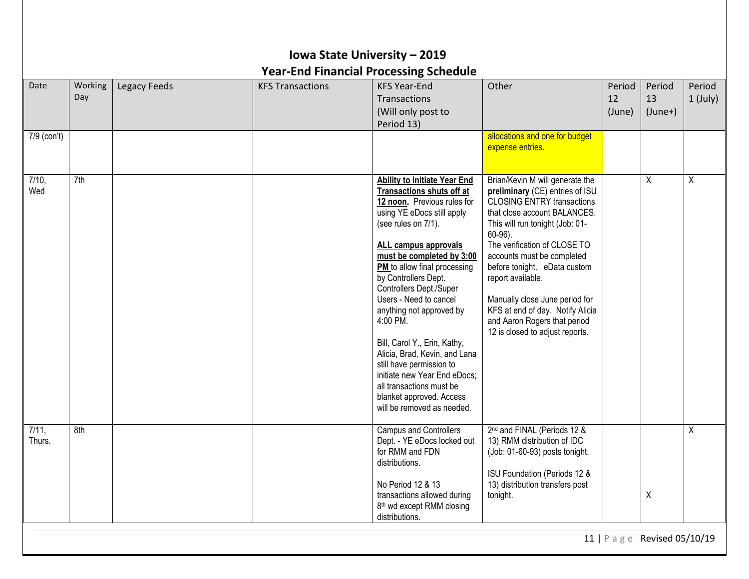# Iowa State University – 2019
## Year-End Financial Processing Schedule

| Date | Working Day | Legacy Feeds | KFS Transactions | KFS Year-End Transactions (Will only post to Period 13) | Other | Period 12 (June) | Period 13 (June+) | Period 1 (July) |
|---|---|---|---|---|---|---|---|---|
| 7/9 (con't) | | | | | allocations and one for budget expense entries. | | | |
| 7/10, Wed | 7th | | | **Ability to initiate Year End Transactions shuts off at 12 noon.** Previous rules for using YE eDocs still apply (see rules on 7/1).<br><br>**ALL campus approvals must be completed by 3:00 PM** to allow final processing by Controllers Dept. Controllers Dept./Super Users - Need to cancel anything not approved by 4:00 PM.<br><br>Bill, Carol Y., Erin, Kathy, Alicia, Brad, Kevin, and Lana still have permission to initiate new Year End eDocs; all transactions must be blanket approved. Access will be removed as needed. | Brian/Kevin M will generate the **preliminary** (CE) entries of ISU CLOSING ENTRY transactions that close account BALANCES. This will run tonight (Job: 01-60-96).<br>The verification of CLOSE TO accounts must be completed before tonight. eData custom report available.<br><br>Manually close June period for KFS at end of day. Notify Alicia and Aaron Rogers that period 12 is closed to adjust reports. | | X | X |
| 7/11, Thurs. | 8th | | | Campus and Controllers Dept. - YE eDocs locked out for RMM and FDN distributions.<br><br>No Period 12 & 13 transactions allowed during 8th wd except RMM closing distributions. | 2nd and FINAL (Periods 12 & 13) RMM distribution of IDC (Job: 01-60-93) posts tonight.<br><br>ISU Foundation (Periods 12 & 13) distribution transfers post tonight. | | X | X |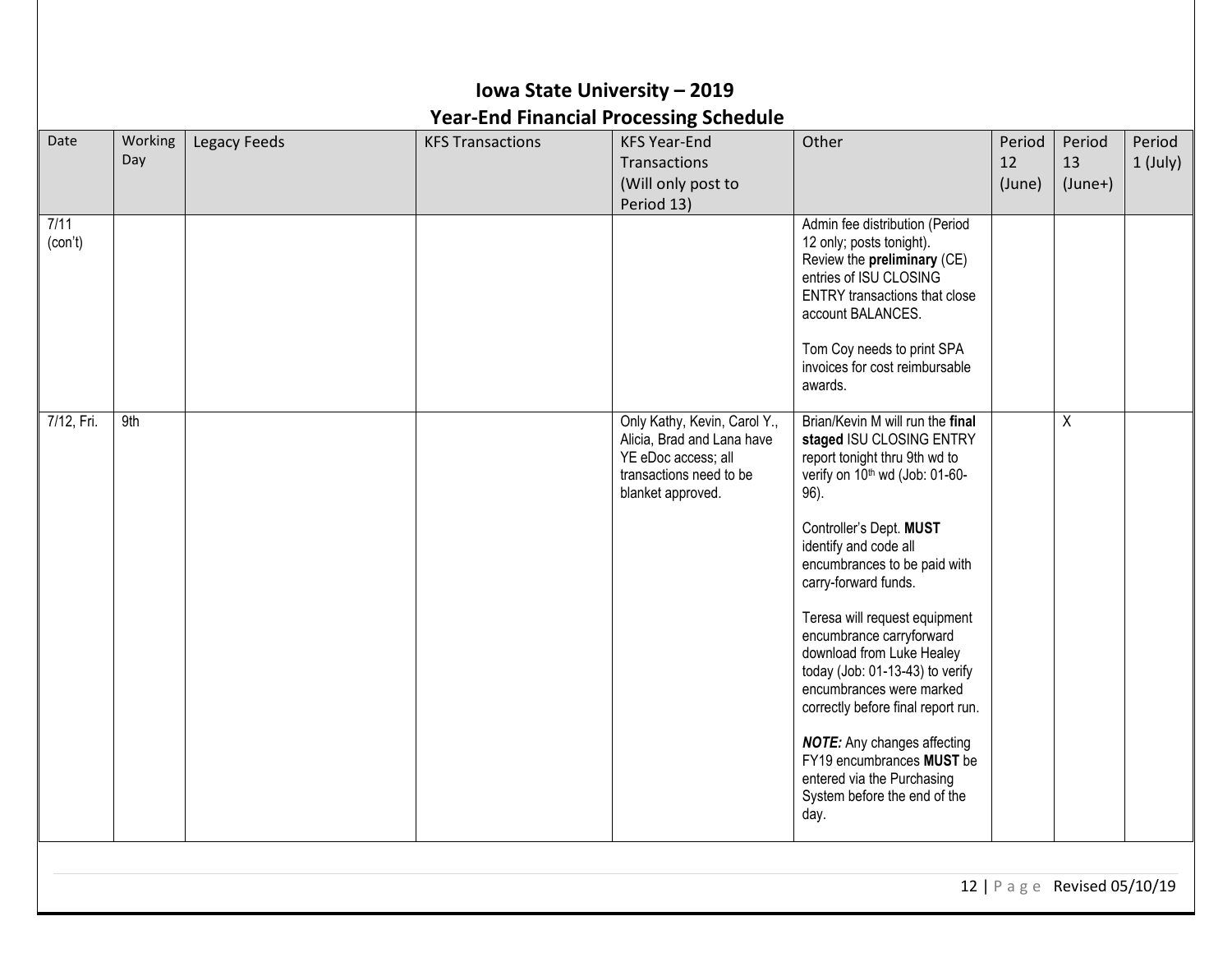# Iowa State University – 2019
## Year-End Financial Processing Schedule

| Date | Working Day | Legacy Feeds | KFS Transactions | KFS Year-End Transactions (Will only post to Period 13) | Other | Period 12 (June) | Period 13 (June+) | Period 1 (July) |
|---|---|---|---|---|---|---|---|---|
| 7/11 (con't) | | | | | Admin fee distribution (Period 12 only; posts tonight). Review the **preliminary** (CE) entries of ISU CLOSING ENTRY transactions that close account BALANCES.<br><br>Tom Coy needs to print SPA invoices for cost reimbursable awards. | | | |
| 7/12, Fri. | 9th | | | Only Kathy, Kevin, Carol Y., Alicia, Brad and Lana have YE eDoc access; all transactions need to be blanket approved. | Brian/Kevin M will run the **final staged** ISU CLOSING ENTRY report tonight thru 9th wd to verify on 10th wd (Job: 01-60-96).<br><br>Controller's Dept. **MUST** identify and code all encumbrances to be paid with carry-forward funds.<br><br>Teresa will request equipment encumbrance carryforward download from Luke Healey today (Job: 01-13-43) to verify encumbrances were marked correctly before final report run.<br><br>***NOTE:*** Any changes affecting FY19 encumbrances **MUST** be entered via the Purchasing System before the end of the day. | | X | |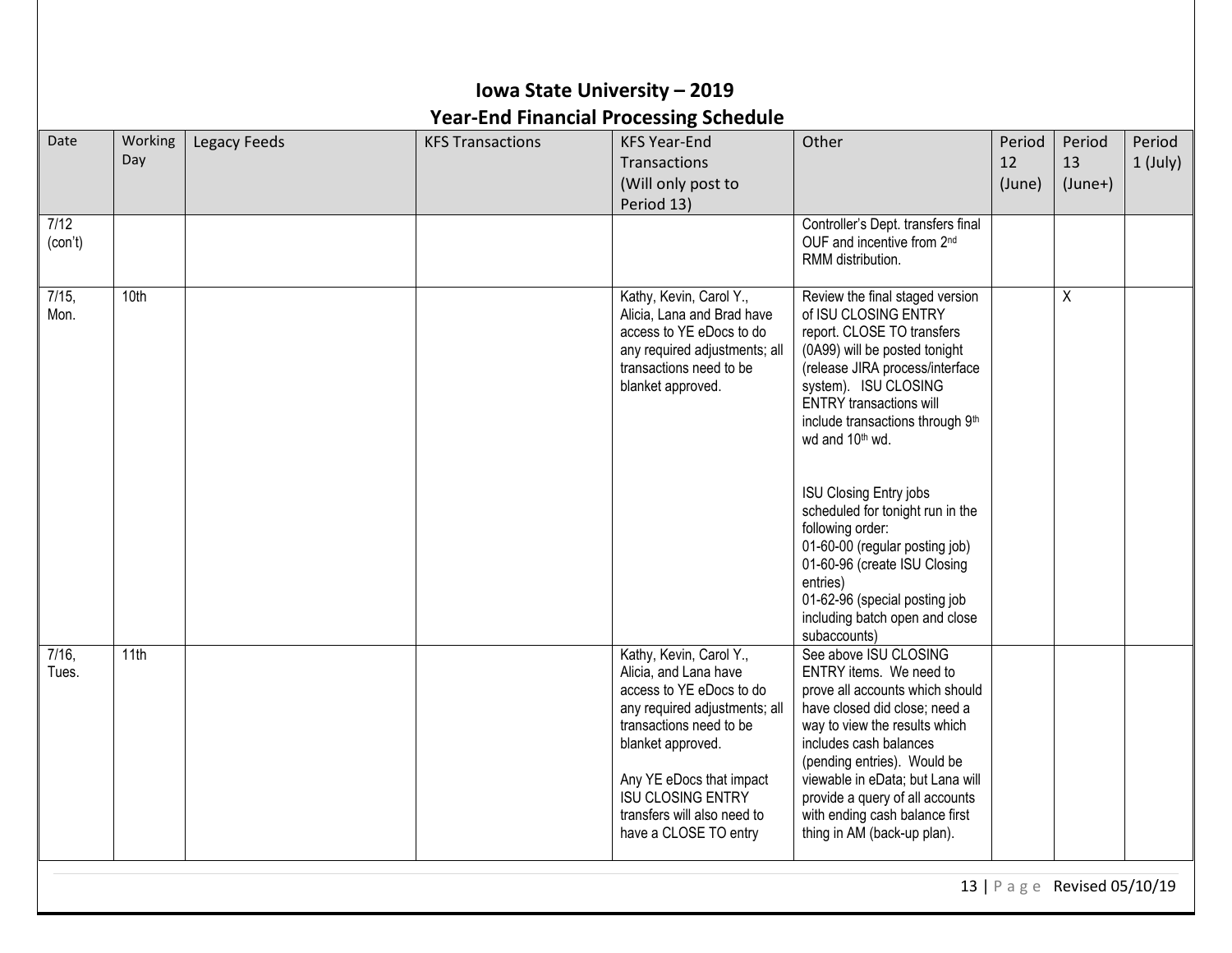# Iowa State University – 2019

## Year-End Financial Processing Schedule

| Date | Working Day | Legacy Feeds | KFS Transactions | KFS Year-End Transactions (Will only post to Period 13) | Other | Period 12 (June) | Period 13 (June+) | Period 1 (July) |
|---|---|---|---|---|---|---|---|---|
| 7/12 (con't) | | | | | Controller's Dept. transfers final OUF and incentive from 2nd RMM distribution. | | | |
| 7/15, Mon. | 10th | | | Kathy, Kevin, Carol Y., Alicia, Lana and Brad have access to YE eDocs to do any required adjustments; all transactions need to be blanket approved. | Review the final staged version of ISU CLOSING ENTRY report. CLOSE TO transfers (0A99) will be posted tonight (release JIRA process/interface system). ISU CLOSING ENTRY transactions will include transactions through 9th wd and 10th wd.<br><br>ISU Closing Entry jobs scheduled for tonight run in the following order:<br>01-60-00 (regular posting job)<br>01-60-96 (create ISU Closing entries)<br>01-62-96 (special posting job including batch open and close subaccounts) | | X | |
| 7/16, Tues. | 11th | | | Kathy, Kevin, Carol Y., Alicia, and Lana have access to YE eDocs to do any required adjustments; all transactions need to be blanket approved.<br><br>Any YE eDocs that impact ISU CLOSING ENTRY transfers will also need to have a CLOSE TO entry | See above ISU CLOSING ENTRY items. We need to prove all accounts which should have closed did close; need a way to view the results which includes cash balances (pending entries). Would be viewable in eData; but Lana will provide a query of all accounts with ending cash balance first thing in AM (back-up plan). | | | |

Revised 05/10/19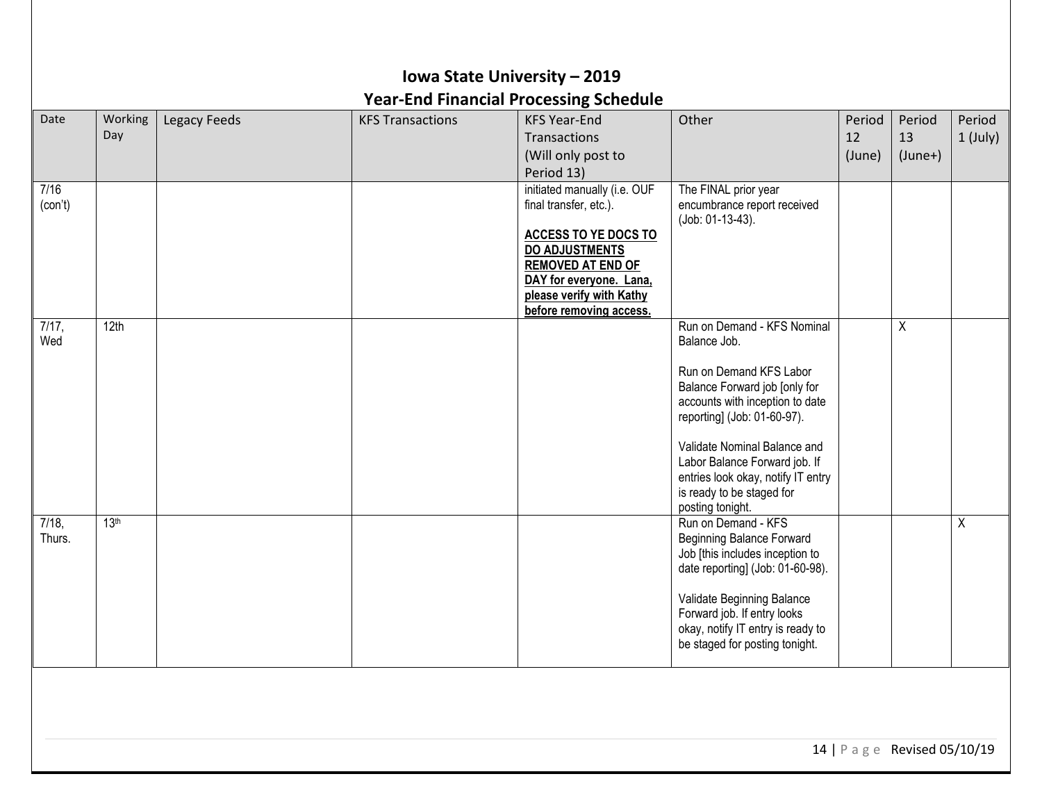# Iowa State University – 2019

## Year-End Financial Processing Schedule

| Date | Working Day | Legacy Feeds | KFS Transactions | KFS Year-End Transactions (Will only post to Period 13) | Other | Period 12 (June) | Period 13 (June+) | Period 1 (July) |
|---|---|---|---|---|---|---|---|---|
| 7/16 (con't) | | | | initiated manually (i.e. OUF final transfer, etc.).<br><br>**ACCESS TO YE DOCS TO DO ADJUSTMENTS REMOVED AT END OF DAY for everyone. Lana, please verify with Kathy before removing access.** | The FINAL prior year encumbrance report received (Job: 01-13-43). | | | |
| 7/17, Wed | 12th | | | | Run on Demand - KFS Nominal Balance Job.<br><br>Run on Demand KFS Labor Balance Forward job [only for accounts with inception to date reporting] (Job: 01-60-97).<br><br>Validate Nominal Balance and Labor Balance Forward job. If entries look okay, notify IT entry is ready to be staged for posting tonight. | | X | |
| 7/18, Thurs. | 13th | | | | Run on Demand - KFS Beginning Balance Forward Job [this includes inception to date reporting] (Job: 01-60-98).<br><br>Validate Beginning Balance Forward job. If entry looks okay, notify IT entry is ready to be staged for posting tonight. | | | X |

Revised 05/10/19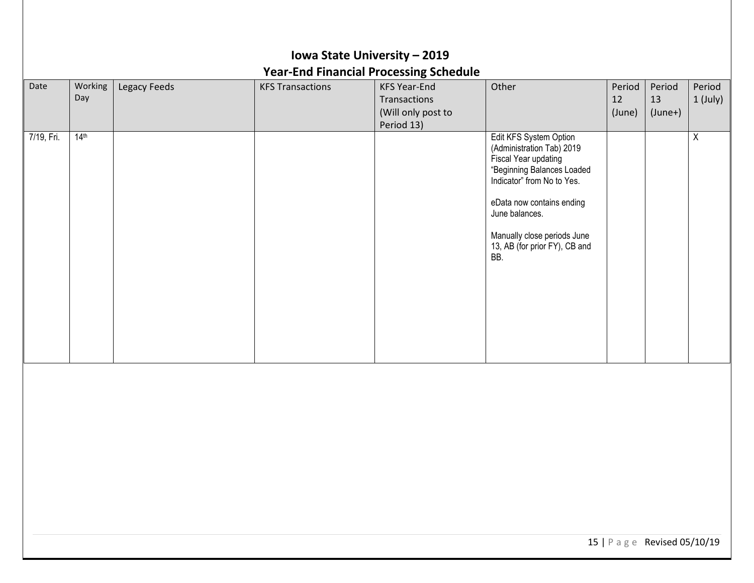# Iowa State University – 2019
## Year-End Financial Processing Schedule

| Date | Working Day | Legacy Feeds | KFS Transactions | KFS Year-End Transactions (Will only post to Period 13) | Other | Period 12 (June) | Period 13 (June+) | Period 1 (July) |
|---|---|---|---|---|---|---|---|---|
| 7/19, Fri. | 14th | | | | Edit KFS System Option (Administration Tab) 2019 Fiscal Year updating "Beginning Balances Loaded Indicator" from No to Yes.<br><br>eData now contains ending June balances.<br><br>Manually close periods June 13, AB (for prior FY), CB and BB. | | | X |

Revised 05/10/19